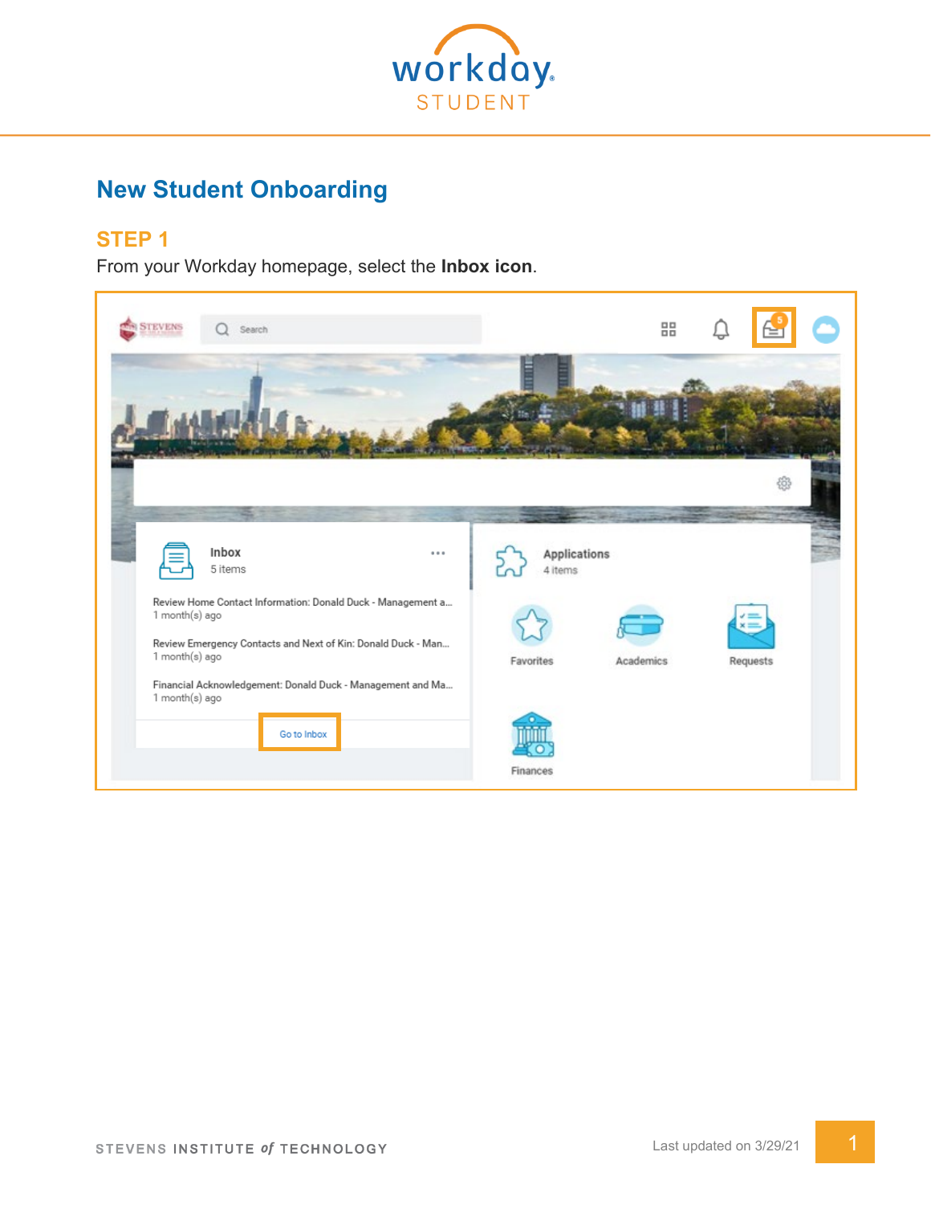# New Student Onboarding

## STEP 1

From your Workday homepage, select the **Inbox icon**.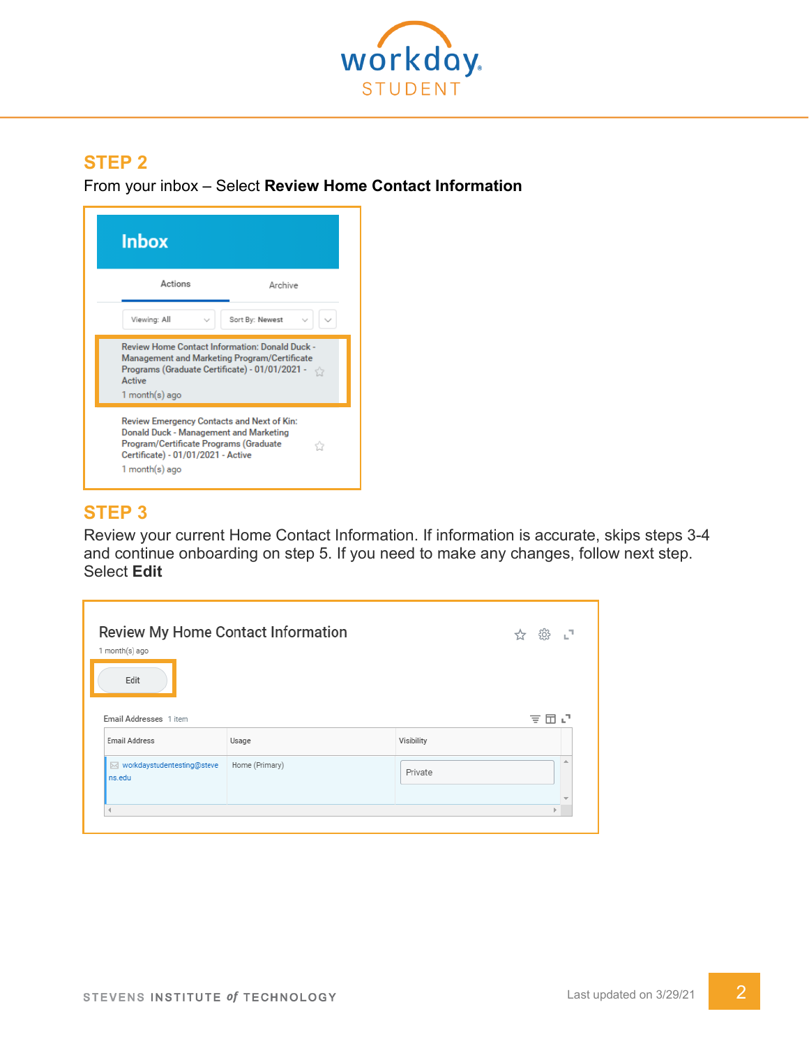## STEP 2

From your inbox – Select **Review Home Contact Information**

Inbox

Actions | Archive

Viewing: All | Sort By: Newest

Review Home Contact Information: Donald Duck - Management and Marketing Program/Certificate Programs (Graduate Certificate) - 01/01/2021 - Active
1 month(s) ago

Review Emergency Contacts and Next of Kin: Donald Duck - Management and Marketing Program/Certificate Programs (Graduate Certificate) - 01/01/2021 - Active
1 month(s) ago

## STEP 3

Review your current Home Contact Information. If information is accurate, skips steps 3-4 and continue onboarding on step 5. If you need to make any changes, follow next step.
Select **Edit**

Review My Home Contact Information

1 month(s) ago

Edit

Email Addresses 1 item

| Email Address | Usage | Visibility |
| --- | --- | --- |
| workdaystudentesting@stevens.edu | Home (Primary) | Private |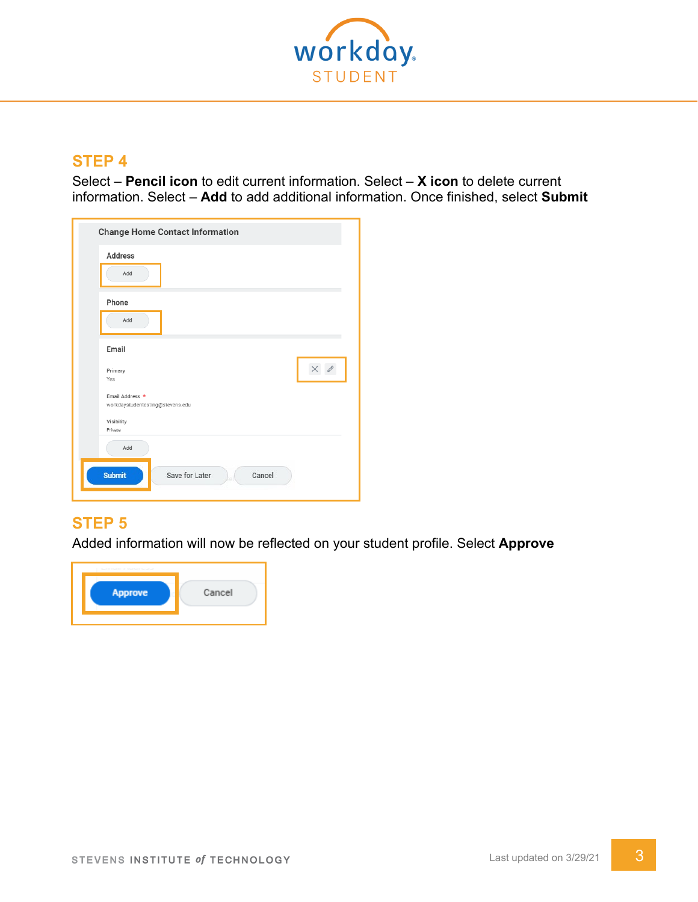## STEP 4

Select – **Pencil icon** to edit current information. Select – **X icon** to delete current information. Select – **Add** to add additional information. Once finished, select **Submit**

## STEP 5

Added information will now be reflected on your student profile. Select **Approve**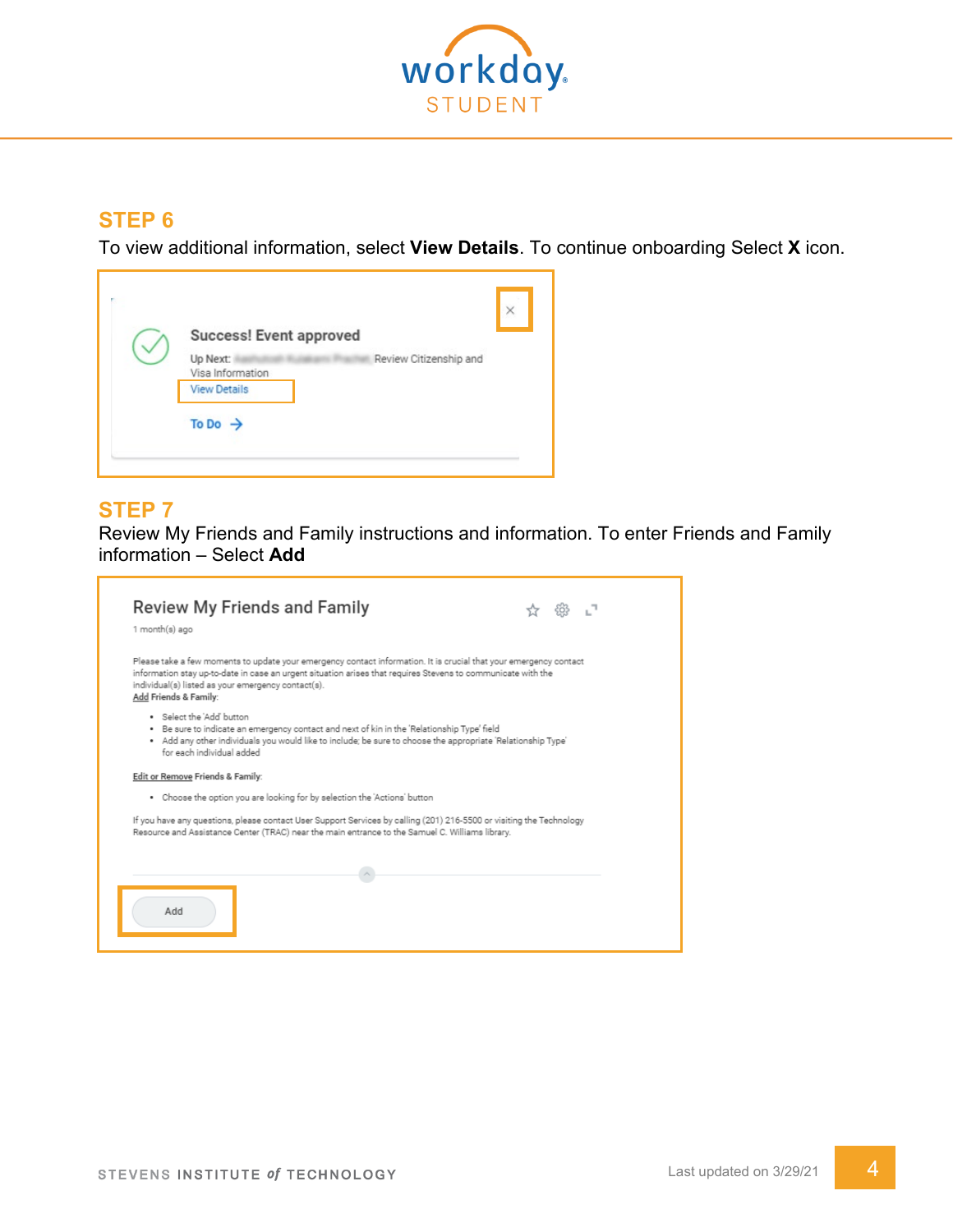## STEP 6

To view additional information, select **View Details**. To continue onboarding Select **X** icon.

Success! Event approved

Up Next: Review Citizenship and Visa Information

View Details

To Do →

## STEP 7

Review My Friends and Family instructions and information. To enter Friends and Family information – Select **Add**

Review My Friends and Family

1 month(s) ago

Please take a few moments to update your emergency contact information. It is crucial that your emergency contact information stay up-to-date in case an urgent situation arises that requires Stevens to communicate with the individual(s) listed as your emergency contact(s).

Add Friends & Family:

- Select the 'Add' button
- Be sure to indicate an emergency contact and next of kin in the 'Relationship Type' field
- Add any other individuals you would like to include; be sure to choose the appropriate 'Relationship Type' for each individual added

Edit or Remove Friends & Family:

- Choose the option you are looking for by selection the 'Actions' button

If you have any questions, please contact User Support Services by calling (201) 216-5500 or visiting the Technology Resource and Assistance Center (TRAC) near the main entrance to the Samuel C. Williams library.

Add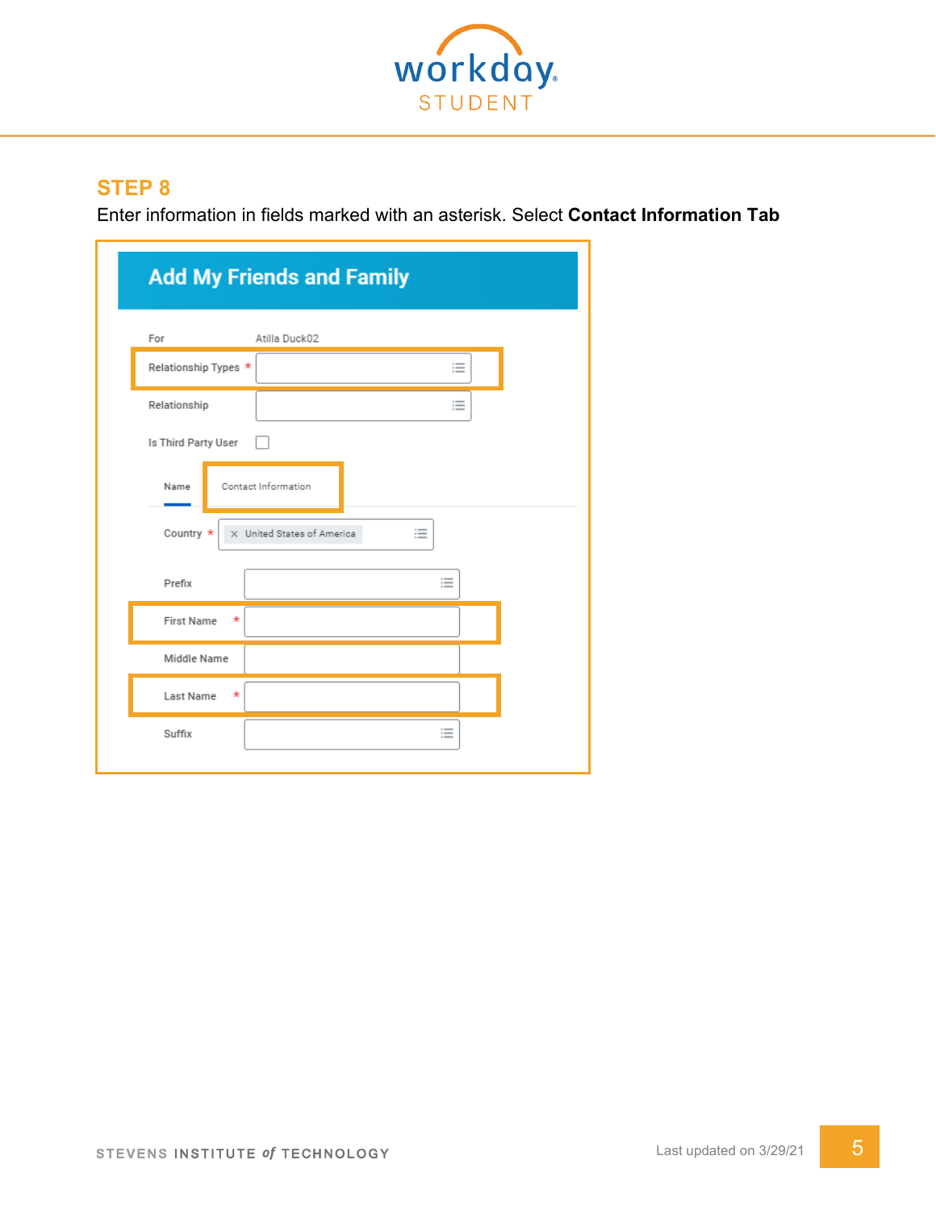## STEP 8

Enter information in fields marked with an asterisk. Select **Contact Information Tab**

Add My Friends and Family

For: Atilla Duck02

Relationship Types *

Relationship

Is Third Party User

Name | Contact Information

Country * United States of America

Prefix

First Name *

Middle Name

Last Name *

Suffix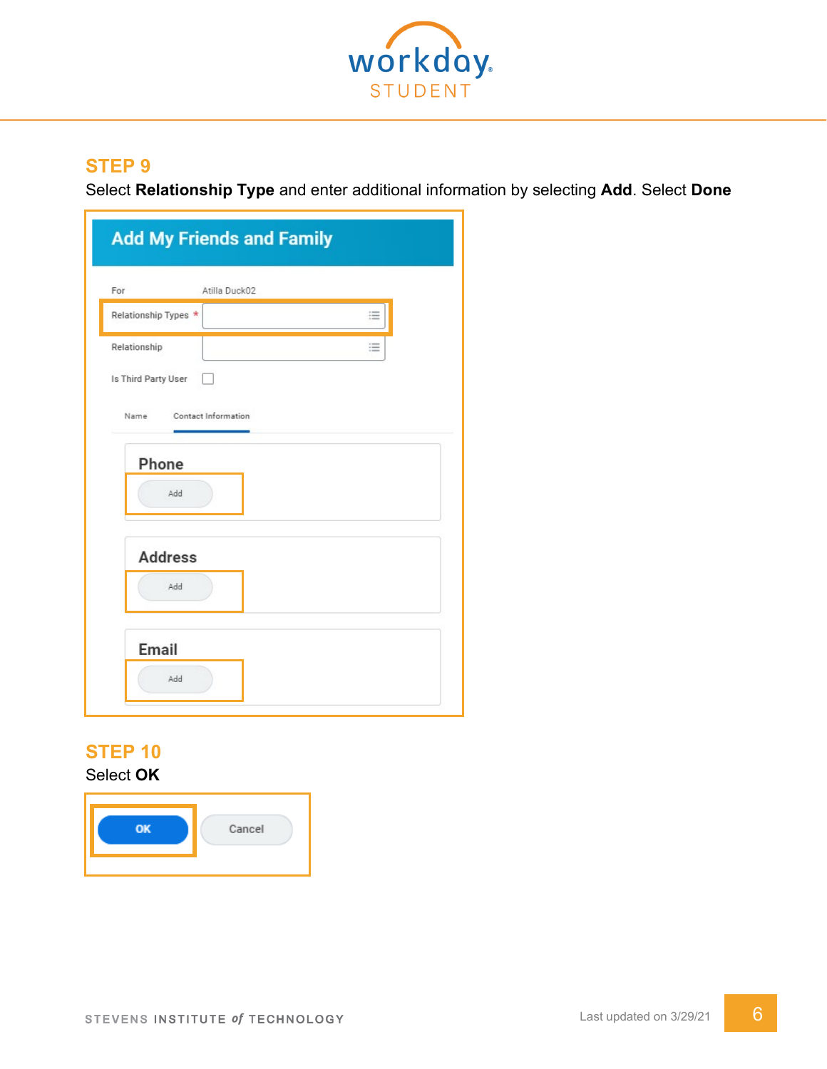## STEP 9

Select **Relationship Type** and enter additional information by selecting **Add**. Select **Done**

Add My Friends and Family

For Atilla Duck02

Relationship Types *

Relationship

Is Third Party User

Name Contact Information

Phone

Add

Address

Add

Email

Add

## STEP 10

Select **OK**

OK Cancel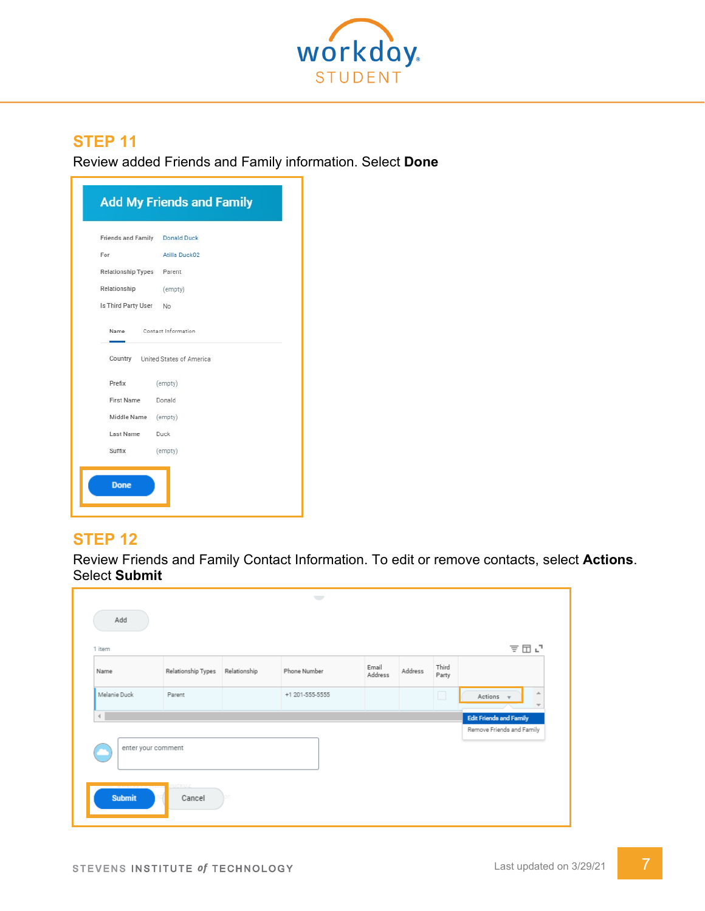## STEP 11

Review added Friends and Family information. Select **Done**

## STEP 12

Review Friends and Family Contact Information. To edit or remove contacts, select **Actions**. Select **Submit**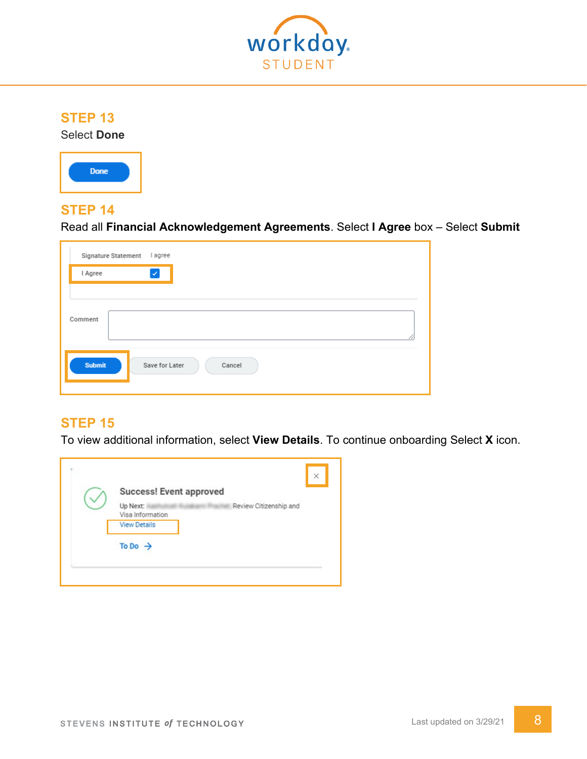## STEP 13

Select **Done**

## STEP 14

Read all **Financial Acknowledgement Agreements**. Select **I Agree** box – Select **Submit**

## STEP 15

To view additional information, select **View Details**. To continue onboarding Select **X** icon.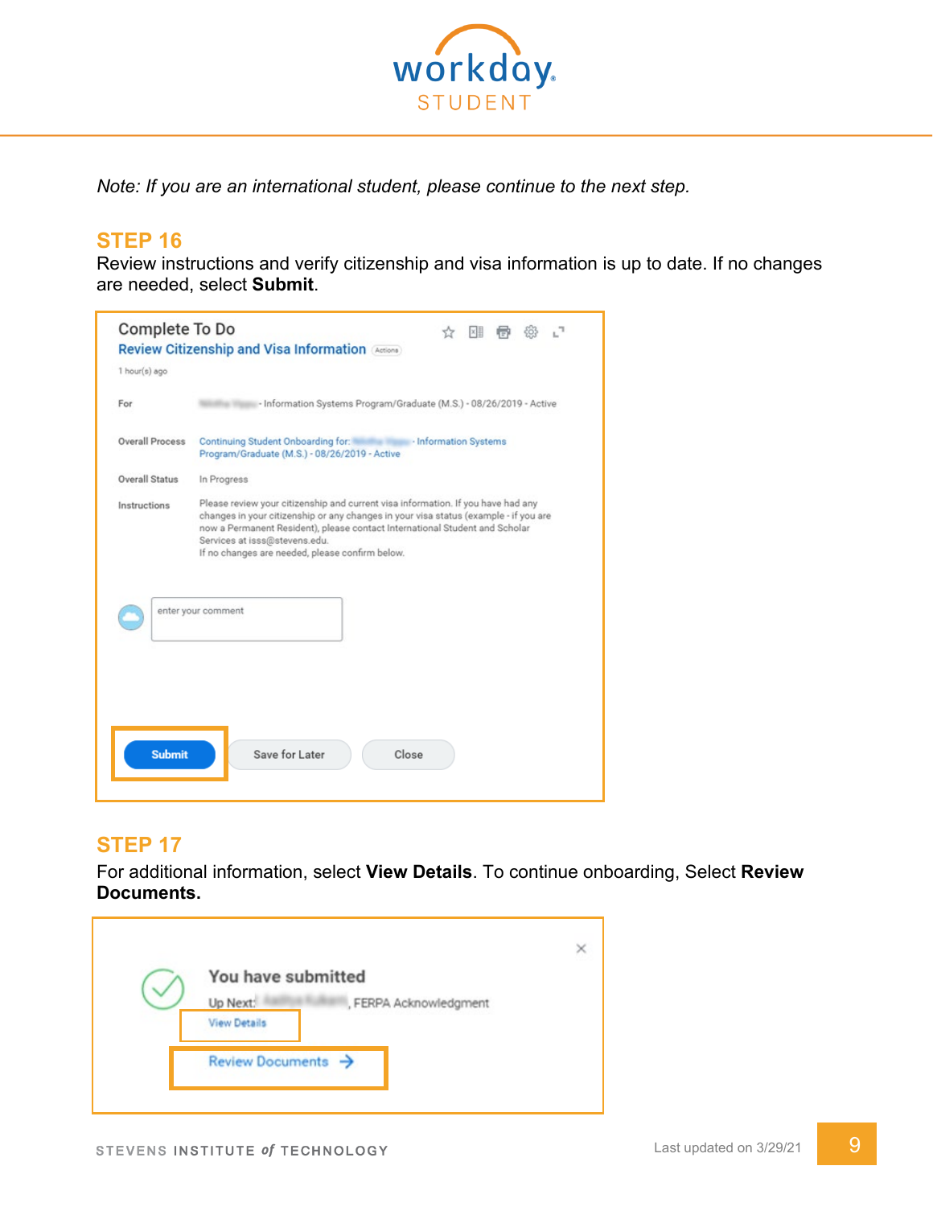*Note: If you are an international student, please continue to the next step.*

## STEP 16

Review instructions and verify citizenship and visa information is up to date. If no changes are needed, select **Submit**.

## STEP 17

For additional information, select **View Details**. To continue onboarding, Select **Review Documents.**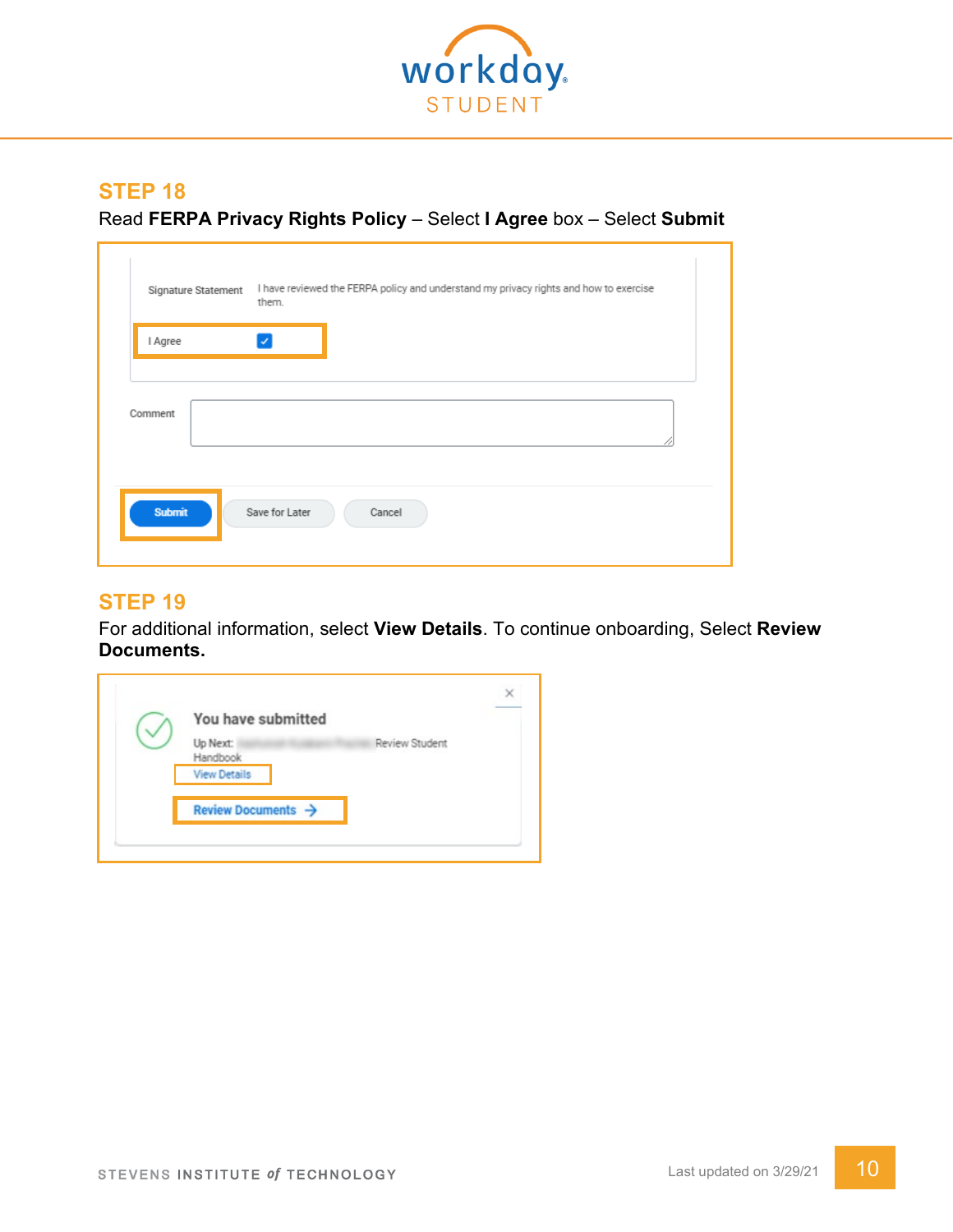## STEP 18

Read **FERPA Privacy Rights Policy** – Select **I Agree** box – Select **Submit**

Signature Statement I have reviewed the FERPA policy and understand my privacy rights and how to exercise them.

I Agree

Comment

Submit Save for Later Cancel

## STEP 19

For additional information, select **View Details**. To continue onboarding, Select **Review Documents.**

You have submitted

Up Next: Review Student Handbook

View Details

Review Documents →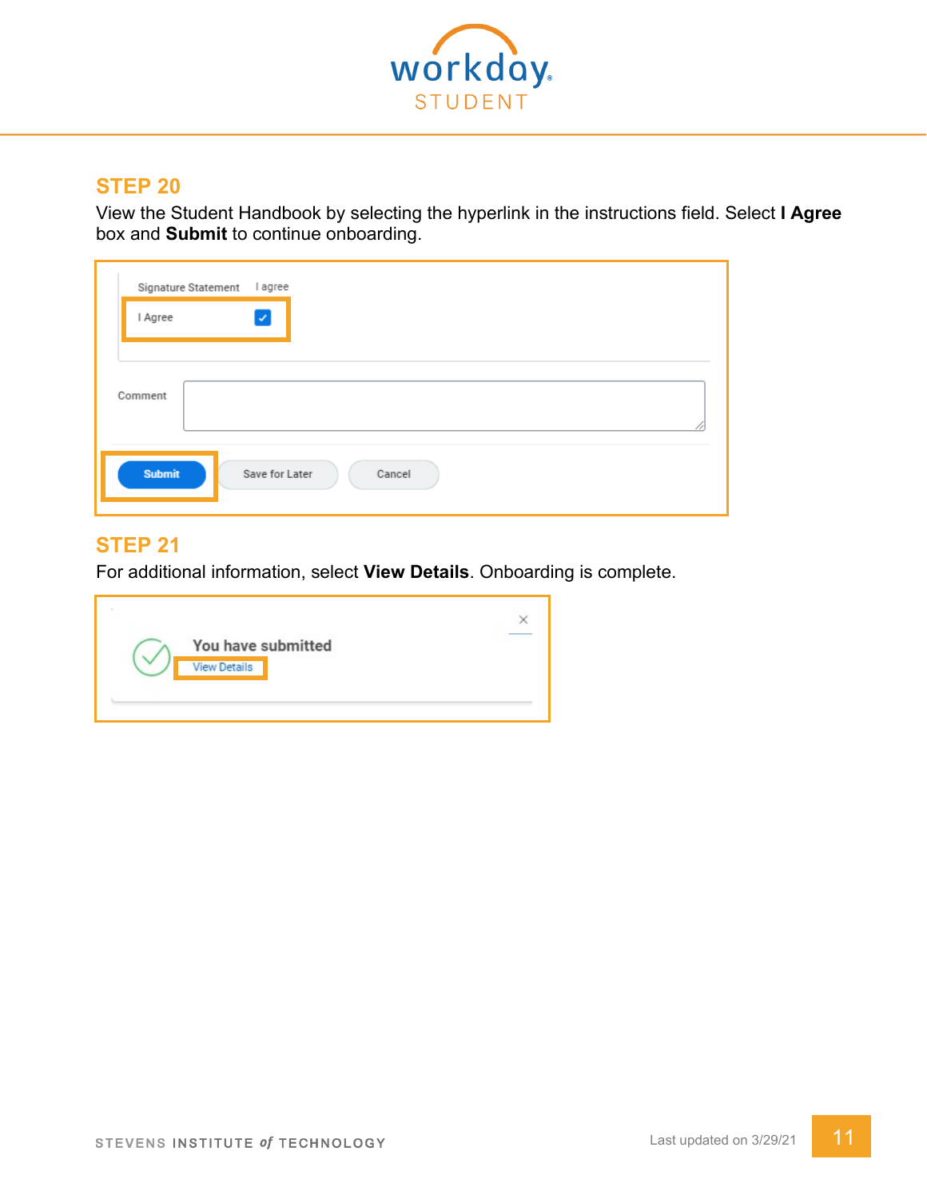## STEP 20

View the Student Handbook by selecting the hyperlink in the instructions field. Select **I Agree** box and **Submit** to continue onboarding.

Signature Statement I agree

I Agree

Comment

Submit Save for Later Cancel

## STEP 21

For additional information, select **View Details**. Onboarding is complete.

You have submitted

View Details